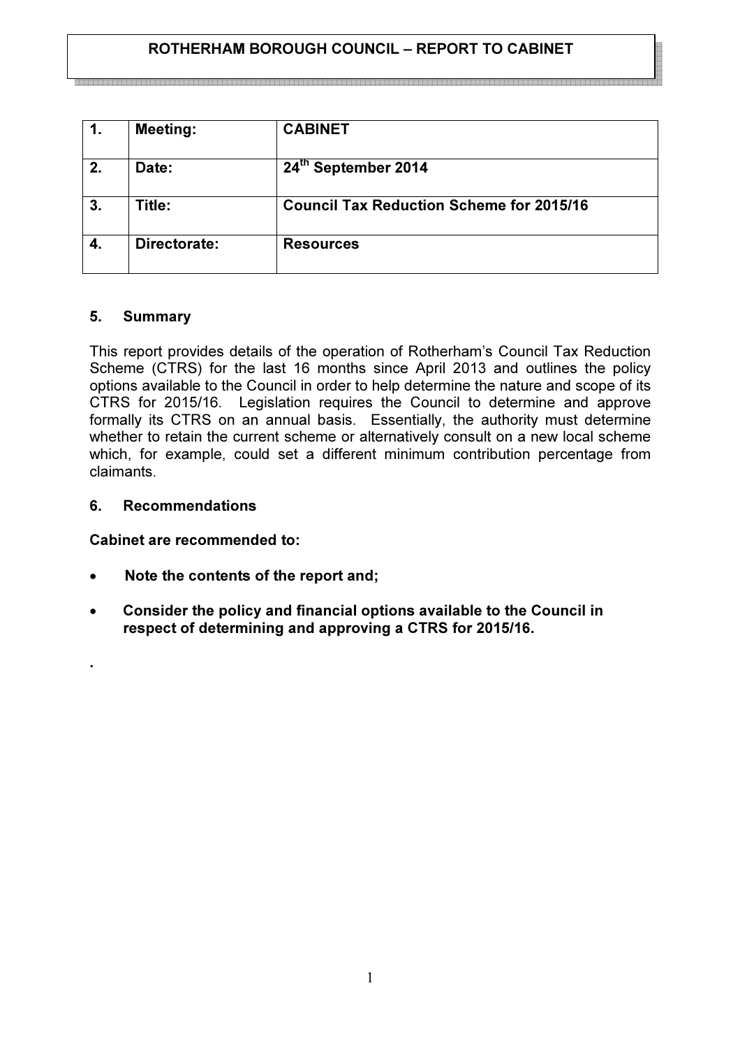# ROTHERHAM BOROUGH COUNCIL – REPORT TO CABINET

| | | |
|---|---|---|
| **1.** | **Meeting:** | **CABINET** |
| **2.** | **Date:** | **24th September 2014** |
| **3.** | **Title:** | **Council Tax Reduction Scheme for 2015/16** |
| **4.** | **Directorate:** | **Resources** |

## 5. Summary

This report provides details of the operation of Rotherham's Council Tax Reduction Scheme (CTRS) for the last 16 months since April 2013 and outlines the policy options available to the Council in order to help determine the nature and scope of its CTRS for 2015/16. Legislation requires the Council to determine and approve formally its CTRS on an annual basis. Essentially, the authority must determine whether to retain the current scheme or alternatively consult on a new local scheme which, for example, could set a different minimum contribution percentage from claimants.

## 6. Recommendations

**Cabinet are recommended to:**

- **Note the contents of the report and;**
- **Consider the policy and financial options available to the Council in respect of determining and approving a CTRS for 2015/16.**

.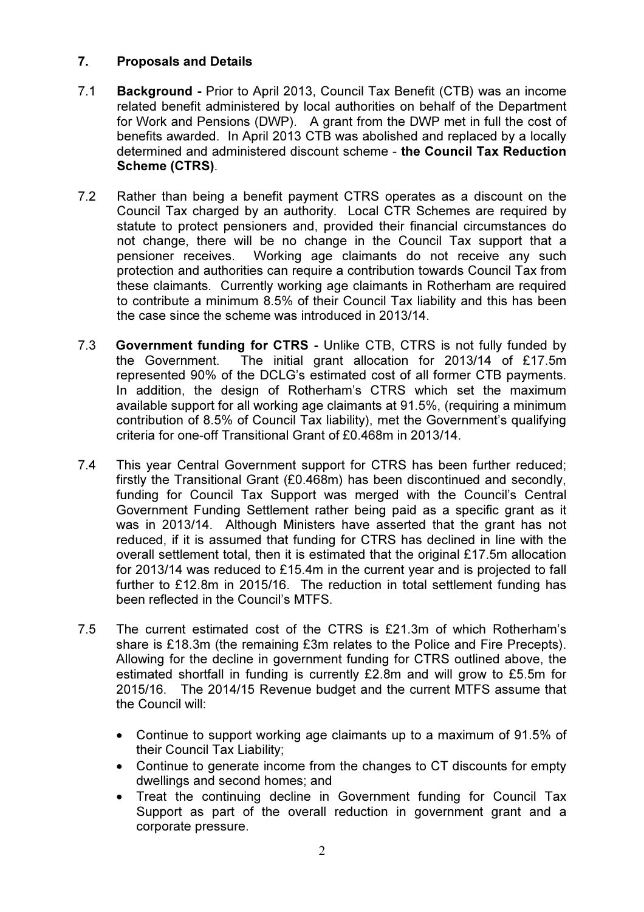## 7. Proposals and Details

7.1 **Background -** Prior to April 2013, Council Tax Benefit (CTB) was an income related benefit administered by local authorities on behalf of the Department for Work and Pensions (DWP). A grant from the DWP met in full the cost of benefits awarded. In April 2013 CTB was abolished and replaced by a locally determined and administered discount scheme - **the Council Tax Reduction Scheme (CTRS)**.

7.2 Rather than being a benefit payment CTRS operates as a discount on the Council Tax charged by an authority. Local CTR Schemes are required by statute to protect pensioners and, provided their financial circumstances do not change, there will be no change in the Council Tax support that a pensioner receives. Working age claimants do not receive any such protection and authorities can require a contribution towards Council Tax from these claimants. Currently working age claimants in Rotherham are required to contribute a minimum 8.5% of their Council Tax liability and this has been the case since the scheme was introduced in 2013/14.

7.3 **Government funding for CTRS -** Unlike CTB, CTRS is not fully funded by the Government. The initial grant allocation for 2013/14 of £17.5m represented 90% of the DCLG's estimated cost of all former CTB payments. In addition, the design of Rotherham's CTRS which set the maximum available support for all working age claimants at 91.5%, (requiring a minimum contribution of 8.5% of Council Tax liability), met the Government's qualifying criteria for one-off Transitional Grant of £0.468m in 2013/14.

7.4 This year Central Government support for CTRS has been further reduced; firstly the Transitional Grant (£0.468m) has been discontinued and secondly, funding for Council Tax Support was merged with the Council's Central Government Funding Settlement rather being paid as a specific grant as it was in 2013/14. Although Ministers have asserted that the grant has not reduced, if it is assumed that funding for CTRS has declined in line with the overall settlement total, then it is estimated that the original £17.5m allocation for 2013/14 was reduced to £15.4m in the current year and is projected to fall further to £12.8m in 2015/16. The reduction in total settlement funding has been reflected in the Council's MTFS.

7.5 The current estimated cost of the CTRS is £21.3m of which Rotherham's share is £18.3m (the remaining £3m relates to the Police and Fire Precepts). Allowing for the decline in government funding for CTRS outlined above, the estimated shortfall in funding is currently £2.8m and will grow to £5.5m for 2015/16. The 2014/15 Revenue budget and the current MTFS assume that the Council will:

- Continue to support working age claimants up to a maximum of 91.5% of their Council Tax Liability;
- Continue to generate income from the changes to CT discounts for empty dwellings and second homes; and
- Treat the continuing decline in Government funding for Council Tax Support as part of the overall reduction in government grant and a corporate pressure.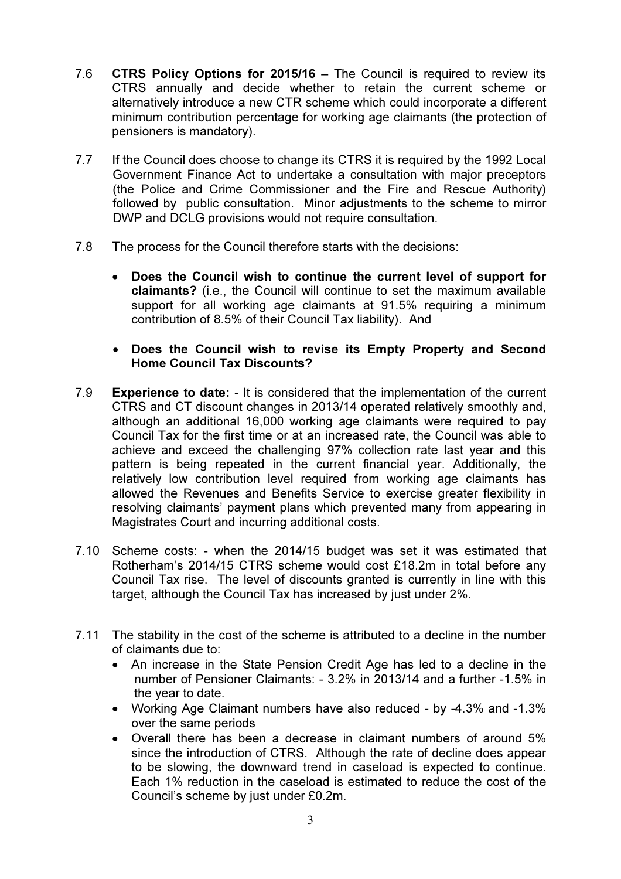7.6 **CTRS Policy Options for 2015/16 –** The Council is required to review its CTRS annually and decide whether to retain the current scheme or alternatively introduce a new CTR scheme which could incorporate a different minimum contribution percentage for working age claimants (the protection of pensioners is mandatory).

7.7 If the Council does choose to change its CTRS it is required by the 1992 Local Government Finance Act to undertake a consultation with major preceptors (the Police and Crime Commissioner and the Fire and Rescue Authority) followed by public consultation. Minor adjustments to the scheme to mirror DWP and DCLG provisions would not require consultation.

7.8 The process for the Council therefore starts with the decisions:

- **Does the Council wish to continue the current level of support for claimants?** (i.e., the Council will continue to set the maximum available support for all working age claimants at 91.5% requiring a minimum contribution of 8.5% of their Council Tax liability). And

- **Does the Council wish to revise its Empty Property and Second Home Council Tax Discounts?**

7.9 **Experience to date: -** It is considered that the implementation of the current CTRS and CT discount changes in 2013/14 operated relatively smoothly and, although an additional 16,000 working age claimants were required to pay Council Tax for the first time or at an increased rate, the Council was able to achieve and exceed the challenging 97% collection rate last year and this pattern is being repeated in the current financial year. Additionally, the relatively low contribution level required from working age claimants has allowed the Revenues and Benefits Service to exercise greater flexibility in resolving claimants' payment plans which prevented many from appearing in Magistrates Court and incurring additional costs.

7.10 Scheme costs: - when the 2014/15 budget was set it was estimated that Rotherham's 2014/15 CTRS scheme would cost £18.2m in total before any Council Tax rise. The level of discounts granted is currently in line with this target, although the Council Tax has increased by just under 2%.

7.11 The stability in the cost of the scheme is attributed to a decline in the number of claimants due to:

- An increase in the State Pension Credit Age has led to a decline in the number of Pensioner Claimants: - 3.2% in 2013/14 and a further -1.5% in the year to date.
- Working Age Claimant numbers have also reduced - by -4.3% and -1.3% over the same periods
- Overall there has been a decrease in claimant numbers of around 5% since the introduction of CTRS. Although the rate of decline does appear to be slowing, the downward trend in caseload is expected to continue. Each 1% reduction in the caseload is estimated to reduce the cost of the Council's scheme by just under £0.2m.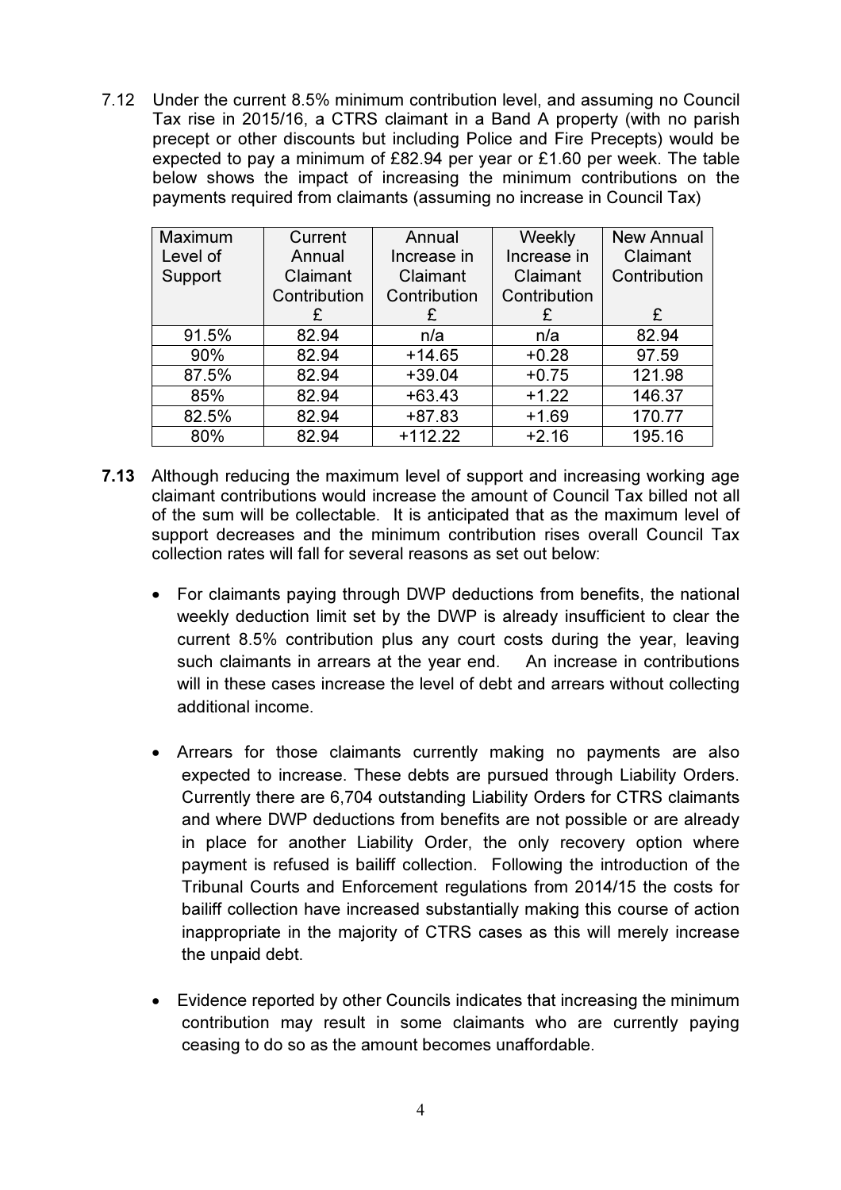7.12 Under the current 8.5% minimum contribution level, and assuming no Council Tax rise in 2015/16, a CTRS claimant in a Band A property (with no parish precept or other discounts but including Police and Fire Precepts) would be expected to pay a minimum of £82.94 per year or £1.60 per week. The table below shows the impact of increasing the minimum contributions on the payments required from claimants (assuming no increase in Council Tax)

| Maximum Level of Support | Current Annual Claimant Contribution £ | Annual Increase in Claimant Contribution £ | Weekly Increase in Claimant Contribution £ | New Annual Claimant Contribution £ |
|---|---|---|---|---|
| 91.5% | 82.94 | n/a | n/a | 82.94 |
| 90% | 82.94 | +14.65 | +0.28 | 97.59 |
| 87.5% | 82.94 | +39.04 | +0.75 | 121.98 |
| 85% | 82.94 | +63.43 | +1.22 | 146.37 |
| 82.5% | 82.94 | +87.83 | +1.69 | 170.77 |
| 80% | 82.94 | +112.22 | +2.16 | 195.16 |

**7.13** Although reducing the maximum level of support and increasing working age claimant contributions would increase the amount of Council Tax billed not all of the sum will be collectable. It is anticipated that as the maximum level of support decreases and the minimum contribution rises overall Council Tax collection rates will fall for several reasons as set out below:

- For claimants paying through DWP deductions from benefits, the national weekly deduction limit set by the DWP is already insufficient to clear the current 8.5% contribution plus any court costs during the year, leaving such claimants in arrears at the year end. An increase in contributions will in these cases increase the level of debt and arrears without collecting additional income.

- Arrears for those claimants currently making no payments are also expected to increase. These debts are pursued through Liability Orders. Currently there are 6,704 outstanding Liability Orders for CTRS claimants and where DWP deductions from benefits are not possible or are already in place for another Liability Order, the only recovery option where payment is refused is bailiff collection. Following the introduction of the Tribunal Courts and Enforcement regulations from 2014/15 the costs for bailiff collection have increased substantially making this course of action inappropriate in the majority of CTRS cases as this will merely increase the unpaid debt.

- Evidence reported by other Councils indicates that increasing the minimum contribution may result in some claimants who are currently paying ceasing to do so as the amount becomes unaffordable.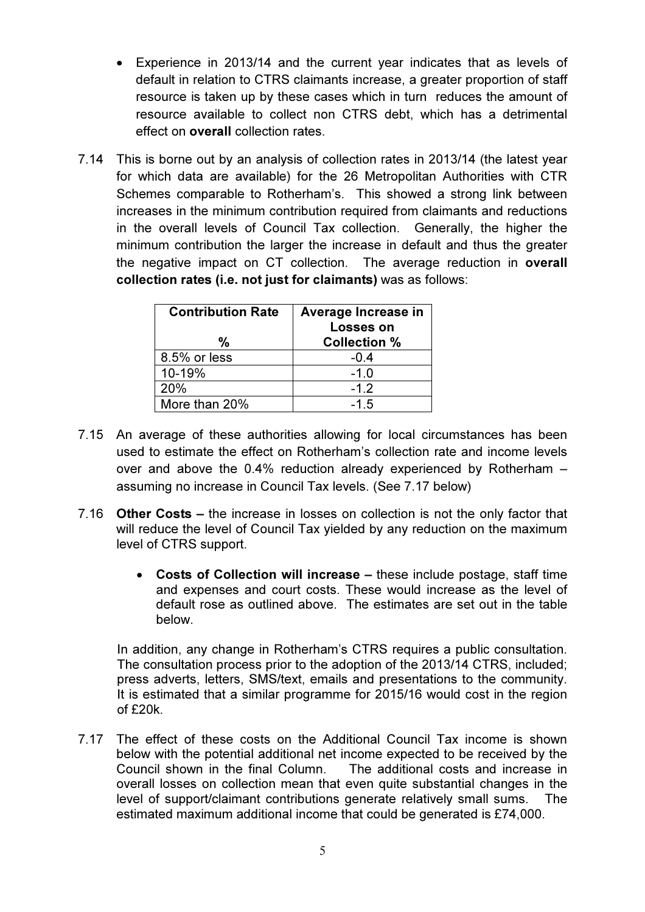- Experience in 2013/14 and the current year indicates that as levels of default in relation to CTRS claimants increase, a greater proportion of staff resource is taken up by these cases which in turn reduces the amount of resource available to collect non CTRS debt, which has a detrimental effect on **overall** collection rates.

7.14 This is borne out by an analysis of collection rates in 2013/14 (the latest year for which data are available) for the 26 Metropolitan Authorities with CTR Schemes comparable to Rotherham's. This showed a strong link between increases in the minimum contribution required from claimants and reductions in the overall levels of Council Tax collection. Generally, the higher the minimum contribution the larger the increase in default and thus the greater the negative impact on CT collection. The average reduction in **overall collection rates (i.e. not just for claimants)** was as follows:

| Contribution Rate<br>% | Average Increase in Losses on Collection % |
|---|---|
| 8.5% or less | -0.4 |
| 10-19% | -1.0 |
| 20% | -1.2 |
| More than 20% | -1.5 |

7.15 An average of these authorities allowing for local circumstances has been used to estimate the effect on Rotherham's collection rate and income levels over and above the 0.4% reduction already experienced by Rotherham – assuming no increase in Council Tax levels. (See 7.17 below)

7.16 **Other Costs –** the increase in losses on collection is not the only factor that will reduce the level of Council Tax yielded by any reduction on the maximum level of CTRS support.

- **Costs of Collection will increase –** these include postage, staff time and expenses and court costs. These would increase as the level of default rose as outlined above. The estimates are set out in the table below.

In addition, any change in Rotherham's CTRS requires a public consultation. The consultation process prior to the adoption of the 2013/14 CTRS, included; press adverts, letters, SMS/text, emails and presentations to the community. It is estimated that a similar programme for 2015/16 would cost in the region of £20k.

7.17 The effect of these costs on the Additional Council Tax income is shown below with the potential additional net income expected to be received by the Council shown in the final Column. The additional costs and increase in overall losses on collection mean that even quite substantial changes in the level of support/claimant contributions generate relatively small sums. The estimated maximum additional income that could be generated is £74,000.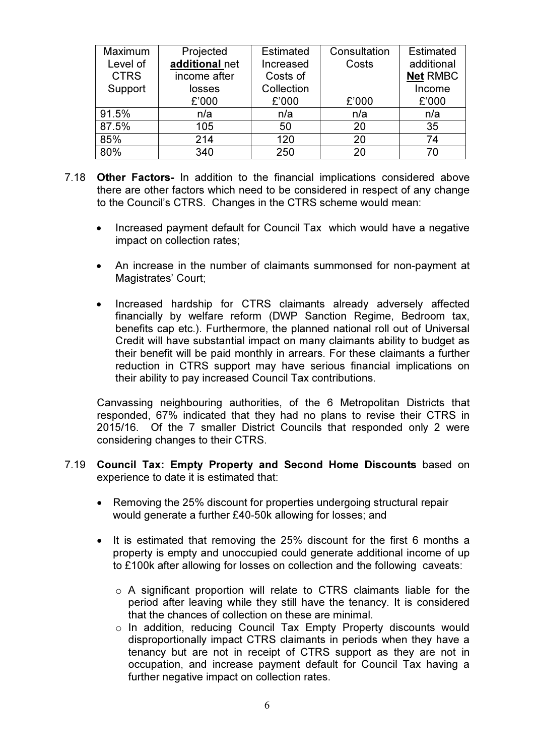| Maximum Level of CTRS Support | Projected **additional** net income after losses £'000 | Estimated Increased Costs of Collection £'000 | Consultation Costs £'000 | Estimated additional **Net** RMBC Income £'000 |
|---|---|---|---|---|
| 91.5% | n/a | n/a | n/a | n/a |
| 87.5% | 105 | 50 | 20 | 35 |
| 85% | 214 | 120 | 20 | 74 |
| 80% | 340 | 250 | 20 | 70 |

7.18 **Other Factors-** In addition to the financial implications considered above there are other factors which need to be considered in respect of any change to the Council's CTRS. Changes in the CTRS scheme would mean:

- Increased payment default for Council Tax which would have a negative impact on collection rates;
- An increase in the number of claimants summonsed for non-payment at Magistrates' Court;
- Increased hardship for CTRS claimants already adversely affected financially by welfare reform (DWP Sanction Regime, Bedroom tax, benefits cap etc.). Furthermore, the planned national roll out of Universal Credit will have substantial impact on many claimants ability to budget as their benefit will be paid monthly in arrears. For these claimants a further reduction in CTRS support may have serious financial implications on their ability to pay increased Council Tax contributions.

Canvassing neighbouring authorities, of the 6 Metropolitan Districts that responded, 67% indicated that they had no plans to revise their CTRS in 2015/16. Of the 7 smaller District Councils that responded only 2 were considering changes to their CTRS.

7.19 **Council Tax: Empty Property and Second Home Discounts** based on experience to date it is estimated that:

- Removing the 25% discount for properties undergoing structural repair would generate a further £40-50k allowing for losses; and
- It is estimated that removing the 25% discount for the first 6 months a property is empty and unoccupied could generate additional income of up to £100k after allowing for losses on collection and the following caveats:
  - A significant proportion will relate to CTRS claimants liable for the period after leaving while they still have the tenancy. It is considered that the chances of collection on these are minimal.
  - In addition, reducing Council Tax Empty Property discounts would disproportionally impact CTRS claimants in periods when they have a tenancy but are not in receipt of CTRS support as they are not in occupation, and increase payment default for Council Tax having a further negative impact on collection rates.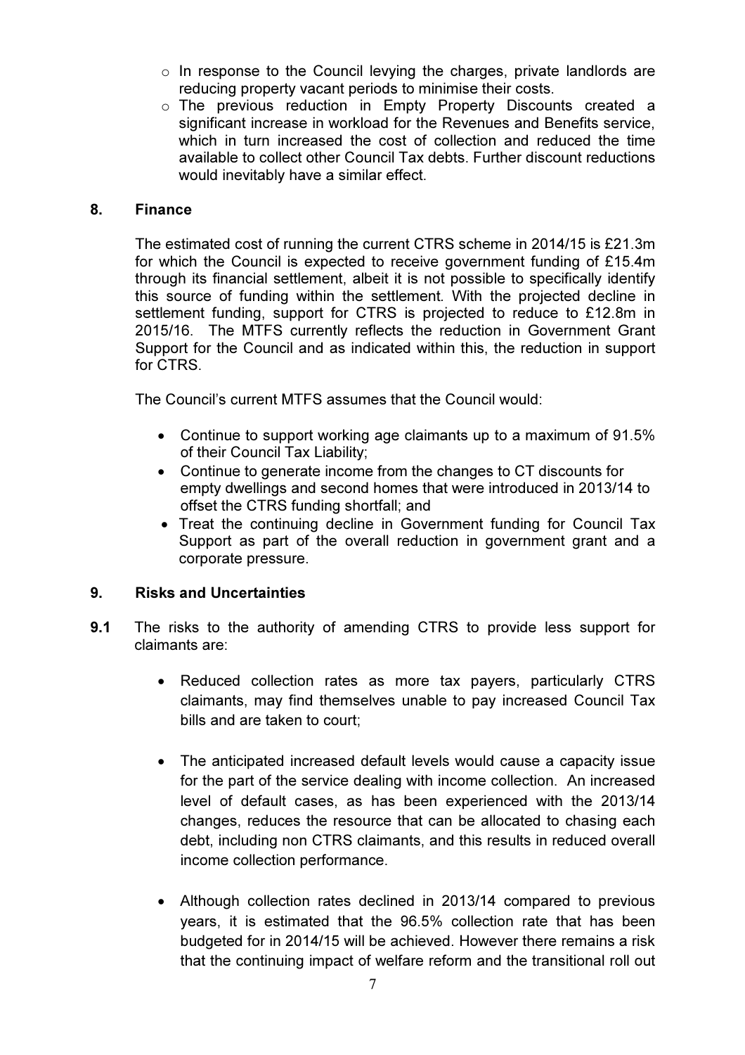- In response to the Council levying the charges, private landlords are reducing property vacant periods to minimise their costs.
- The previous reduction in Empty Property Discounts created a significant increase in workload for the Revenues and Benefits service, which in turn increased the cost of collection and reduced the time available to collect other Council Tax debts. Further discount reductions would inevitably have a similar effect.

## 8. Finance

The estimated cost of running the current CTRS scheme in 2014/15 is £21.3m for which the Council is expected to receive government funding of £15.4m through its financial settlement, albeit it is not possible to specifically identify this source of funding within the settlement. With the projected decline in settlement funding, support for CTRS is projected to reduce to £12.8m in 2015/16. The MTFS currently reflects the reduction in Government Grant Support for the Council and as indicated within this, the reduction in support for CTRS.

The Council's current MTFS assumes that the Council would:

- Continue to support working age claimants up to a maximum of 91.5% of their Council Tax Liability;
- Continue to generate income from the changes to CT discounts for empty dwellings and second homes that were introduced in 2013/14 to offset the CTRS funding shortfall; and
- Treat the continuing decline in Government funding for Council Tax Support as part of the overall reduction in government grant and a corporate pressure.

## 9. Risks and Uncertainties

**9.1** The risks to the authority of amending CTRS to provide less support for claimants are:

- Reduced collection rates as more tax payers, particularly CTRS claimants, may find themselves unable to pay increased Council Tax bills and are taken to court;
- The anticipated increased default levels would cause a capacity issue for the part of the service dealing with income collection. An increased level of default cases, as has been experienced with the 2013/14 changes, reduces the resource that can be allocated to chasing each debt, including non CTRS claimants, and this results in reduced overall income collection performance.
- Although collection rates declined in 2013/14 compared to previous years, it is estimated that the 96.5% collection rate that has been budgeted for in 2014/15 will be achieved. However there remains a risk that the continuing impact of welfare reform and the transitional roll out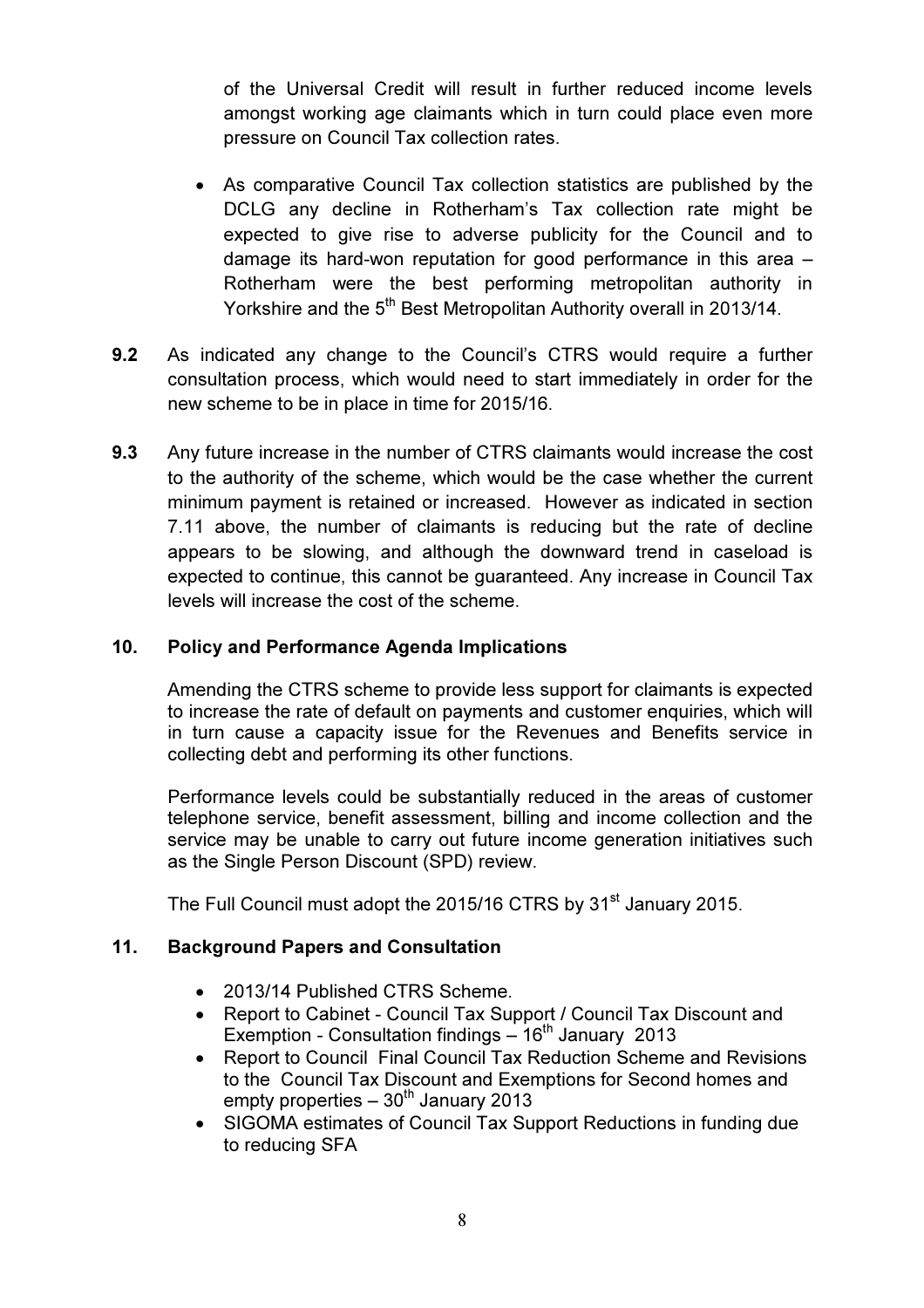of the Universal Credit will result in further reduced income levels amongst working age claimants which in turn could place even more pressure on Council Tax collection rates.

- As comparative Council Tax collection statistics are published by the DCLG any decline in Rotherham's Tax collection rate might be expected to give rise to adverse publicity for the Council and to damage its hard-won reputation for good performance in this area – Rotherham were the best performing metropolitan authority in Yorkshire and the 5th Best Metropolitan Authority overall in 2013/14.

**9.2** As indicated any change to the Council's CTRS would require a further consultation process, which would need to start immediately in order for the new scheme to be in place in time for 2015/16.

**9.3** Any future increase in the number of CTRS claimants would increase the cost to the authority of the scheme, which would be the case whether the current minimum payment is retained or increased. However as indicated in section 7.11 above, the number of claimants is reducing but the rate of decline appears to be slowing, and although the downward trend in caseload is expected to continue, this cannot be guaranteed. Any increase in Council Tax levels will increase the cost of the scheme.

## 10. Policy and Performance Agenda Implications

Amending the CTRS scheme to provide less support for claimants is expected to increase the rate of default on payments and customer enquiries, which will in turn cause a capacity issue for the Revenues and Benefits service in collecting debt and performing its other functions.

Performance levels could be substantially reduced in the areas of customer telephone service, benefit assessment, billing and income collection and the service may be unable to carry out future income generation initiatives such as the Single Person Discount (SPD) review.

The Full Council must adopt the 2015/16 CTRS by 31st January 2015.

## 11. Background Papers and Consultation

- 2013/14 Published CTRS Scheme.
- Report to Cabinet - Council Tax Support / Council Tax Discount and Exemption - Consultation findings – 16th January 2013
- Report to Council Final Council Tax Reduction Scheme and Revisions to the Council Tax Discount and Exemptions for Second homes and empty properties – 30th January 2013
- SIGOMA estimates of Council Tax Support Reductions in funding due to reducing SFA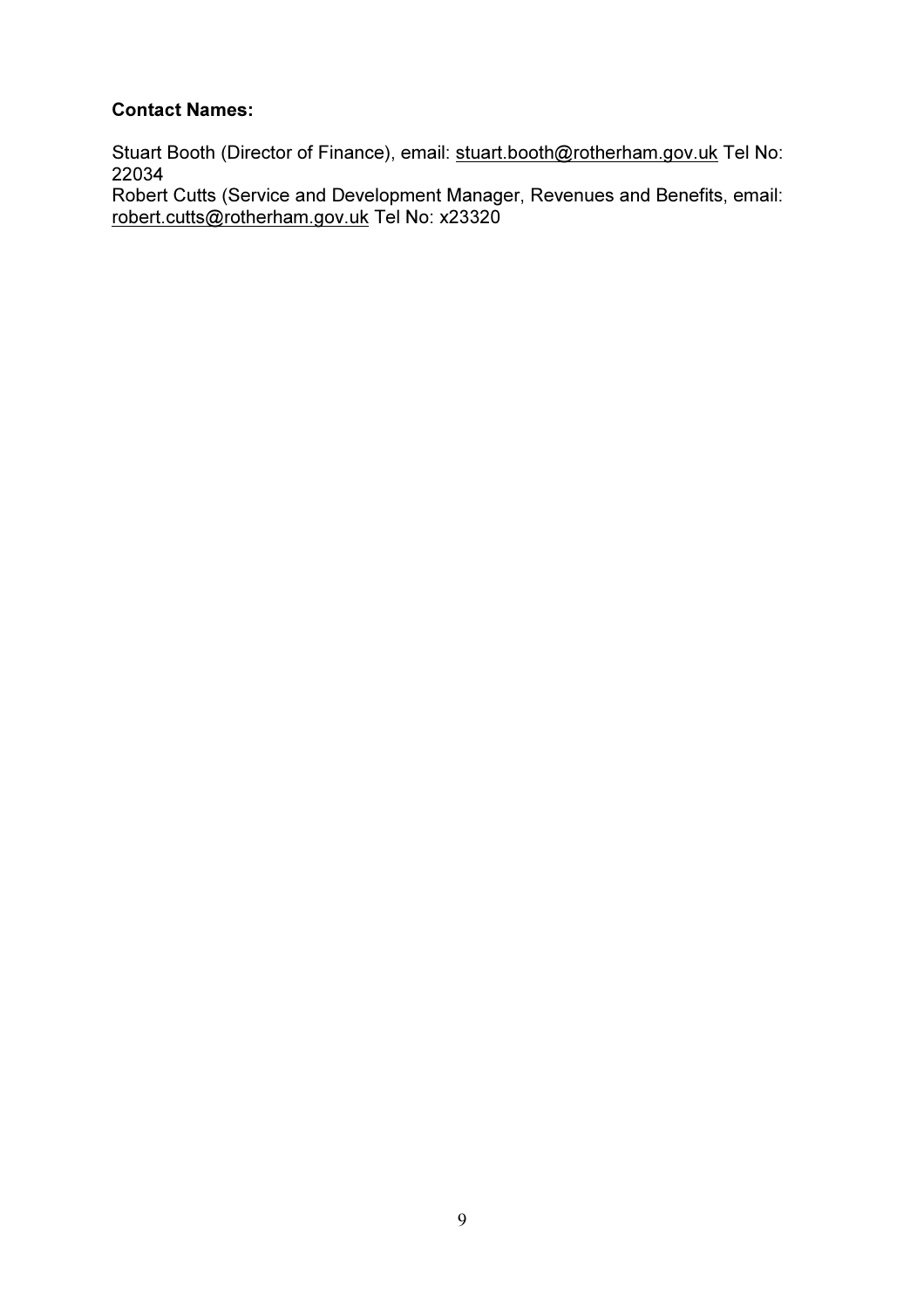**Contact Names:**

Stuart Booth (Director of Finance), email: stuart.booth@rotherham.gov.uk Tel No: 22034
Robert Cutts (Service and Development Manager, Revenues and Benefits, email: robert.cutts@rotherham.gov.uk Tel No: x23320